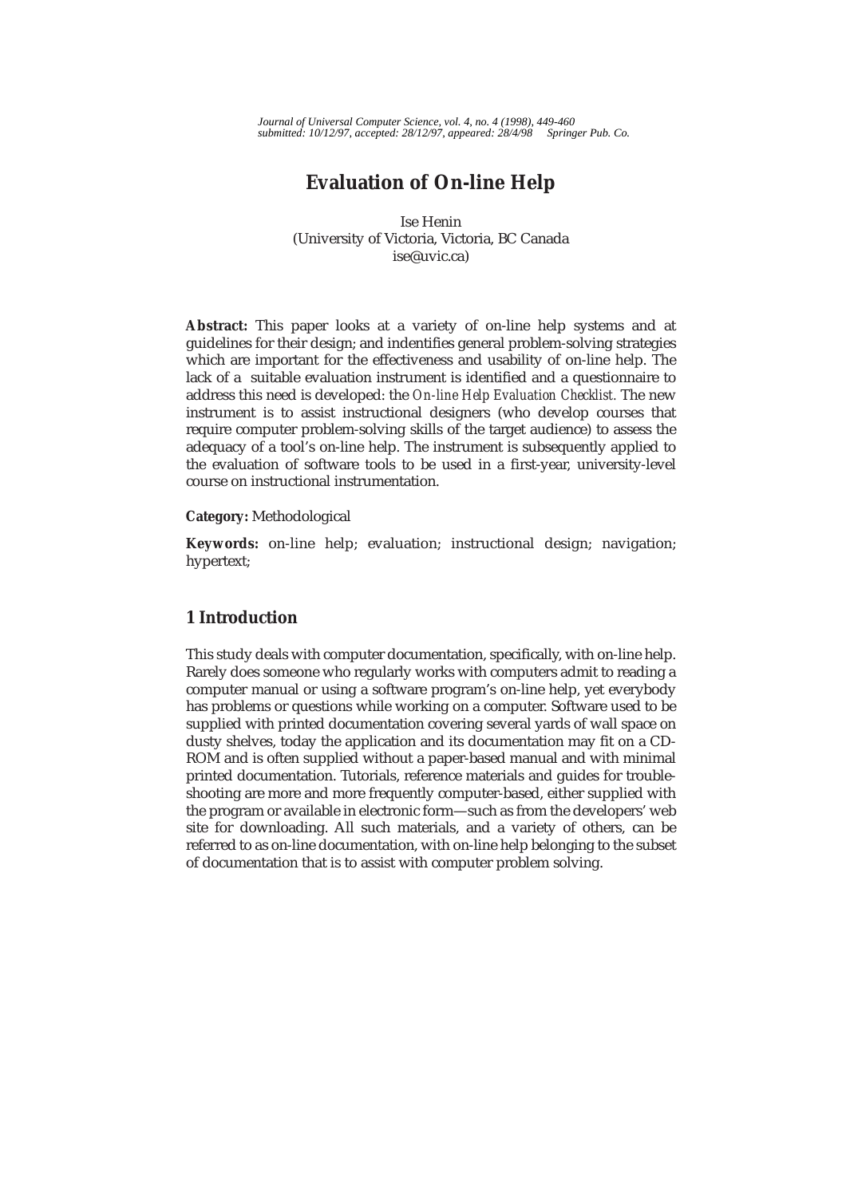# Evaluation of On-line Help

Ise Henin
(University of Victoria, Victoria, BC Canada
ise@uvic.ca)

**Abstract:** This paper looks at a variety of on-line help systems and at guidelines for their design; and indentifies general problem-solving strategies which are important for the effectiveness and usability of on-line help. The lack of a suitable evaluation instrument is identified and a questionnaire to address this need is developed: the *On-line Help Evaluation Checklist.* The new instrument is to assist instructional designers (who develop courses that require computer problem-solving skills of the target audience) to assess the adequacy of a tool's on-line help. The instrument is subsequently applied to the evaluation of software tools to be used in a first-year, university-level course on instructional instrumentation.

**Category:** Methodological

**Keywords:** on-line help; evaluation; instructional design; navigation; hypertext;

## 1 Introduction

This study deals with computer documentation, specifically, with on-line help. Rarely does someone who regularly works with computers admit to reading a computer manual or using a software program's on-line help, yet everybody has problems or questions while working on a computer. Software used to be supplied with printed documentation covering several yards of wall space on dusty shelves, today the application and its documentation may fit on a CD-ROM and is often supplied without a paper-based manual and with minimal printed documentation. Tutorials, reference materials and guides for trouble-shooting are more and more frequently computer-based, either supplied with the program or available in electronic form—such as from the developers' web site for downloading. All such materials, and a variety of others, can be referred to as on-line documentation, with on-line help belonging to the subset of documentation that is to assist with computer problem solving.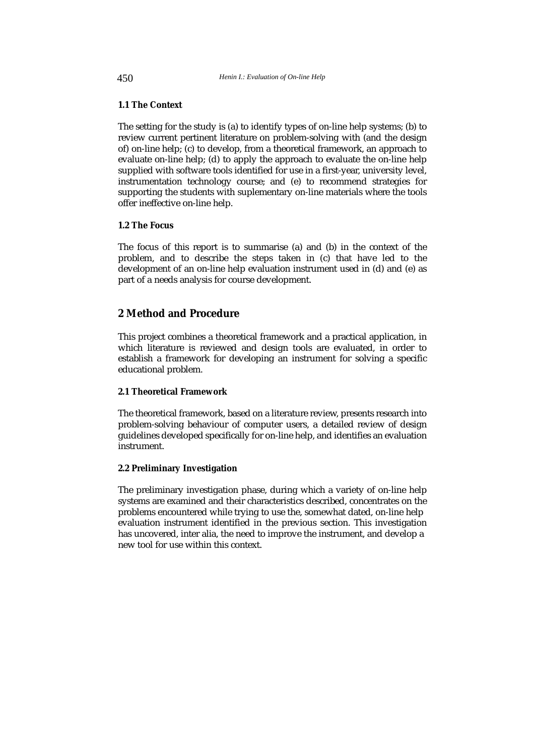### 1.1 The Context

The setting for the study is (a) to identify types of on-line help systems; (b) to review current pertinent literature on problem-solving with (and the design of) on-line help; (c) to develop, from a theoretical framework, an approach to evaluate on-line help; (d) to apply the approach to evaluate the on-line help supplied with software tools identified for use in a first-year, university level, instrumentation technology course; and (e) to recommend strategies for supporting the students with suplementary on-line materials where the tools offer ineffective on-line help.

### 1.2 The Focus

The focus of this report is to summarise (a) and (b) in the context of the problem, and to describe the steps taken in (c) that have led to the development of an on-line help evaluation instrument used in (d) and (e) as part of a needs analysis for course development.

## 2 Method and Procedure

This project combines a theoretical framework and a practical application, in which literature is reviewed and design tools are evaluated, in order to establish a framework for developing an instrument for solving a specific educational problem.

### 2.1 Theoretical Framework

The theoretical framework, based on a literature review, presents research into problem-solving behaviour of computer users, a detailed review of design guidelines developed specifically for on-line help, and identifies an evaluation instrument.

### 2.2 Preliminary Investigation

The preliminary investigation phase, during which a variety of on-line help systems are examined and their characteristics described, concentrates on the problems encountered while trying to use the, somewhat dated, on-line help evaluation instrument identified in the previous section. This investigation has uncovered, inter alia, the need to improve the instrument, and develop a new tool for use within this context.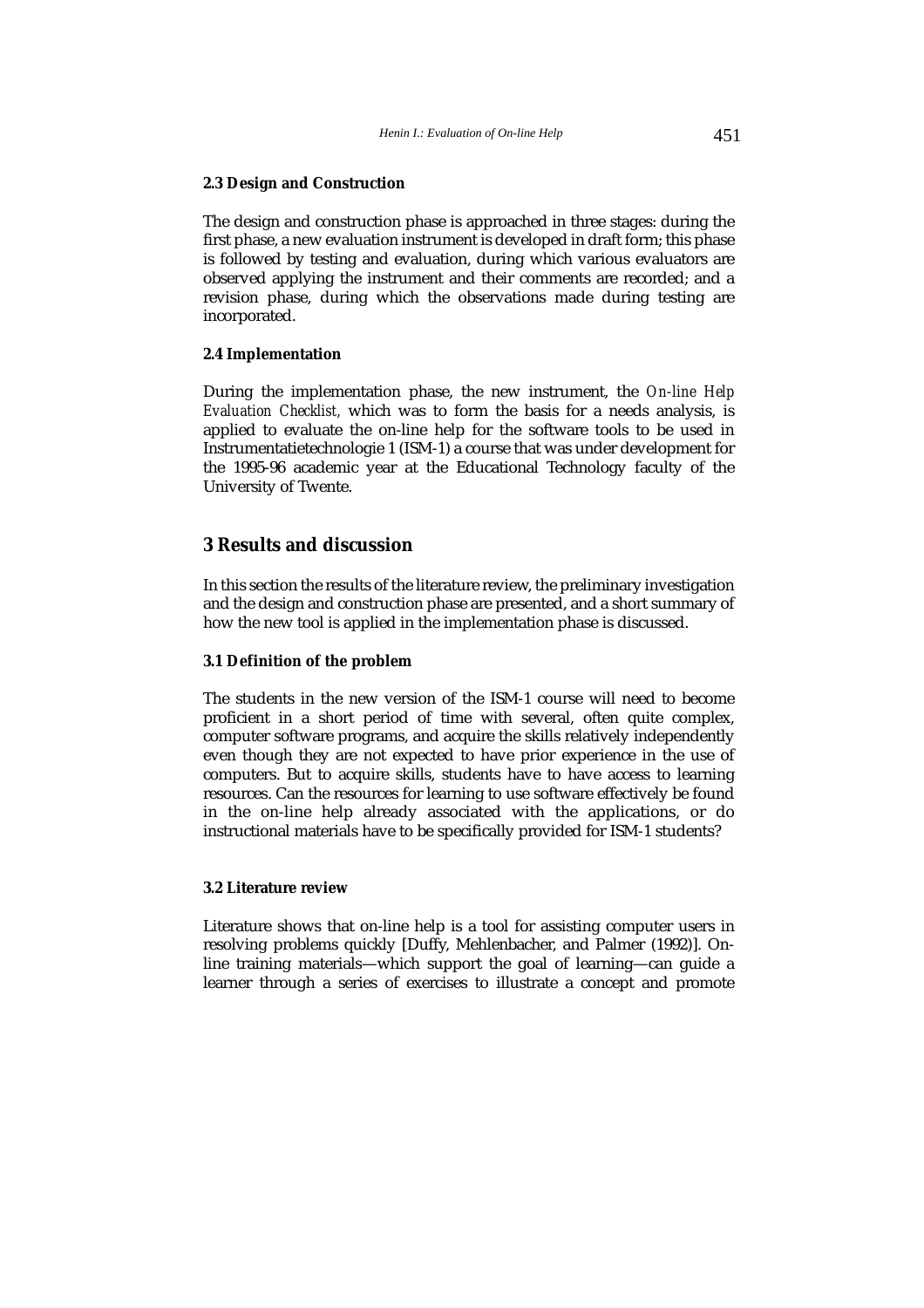### 2.3 Design and Construction

The design and construction phase is approached in three stages: during the first phase, a new evaluation instrument is developed in draft form; this phase is followed by testing and evaluation, during which various evaluators are observed applying the instrument and their comments are recorded; and a revision phase, during which the observations made during testing are incorporated.

### 2.4 Implementation

During the implementation phase, the new instrument, the *On-line Help Evaluation Checklist,* which was to form the basis for a needs analysis, is applied to evaluate the on-line help for the software tools to be used in Instrumentatietechnologie 1 (ISM-1) a course that was under development for the 1995-96 academic year at the Educational Technology faculty of the University of Twente.

## 3 Results and discussion

In this section the results of the literature review, the preliminary investigation and the design and construction phase are presented, and a short summary of how the new tool is applied in the implementation phase is discussed.

### 3.1 Definition of the problem

The students in the new version of the ISM-1 course will need to become proficient in a short period of time with several, often quite complex, computer software programs, and acquire the skills relatively independently even though they are not expected to have prior experience in the use of computers. But to acquire skills, students have to have access to learning resources. Can the resources for learning to use software effectively be found in the on-line help already associated with the applications, or do instructional materials have to be specifically provided for ISM-1 students?

### 3.2 Literature review

Literature shows that on-line help is a tool for assisting computer users in resolving problems quickly [Duffy, Mehlenbacher, and Palmer (1992)]. On-line training materials—which support the goal of learning—can guide a learner through a series of exercises to illustrate a concept and promote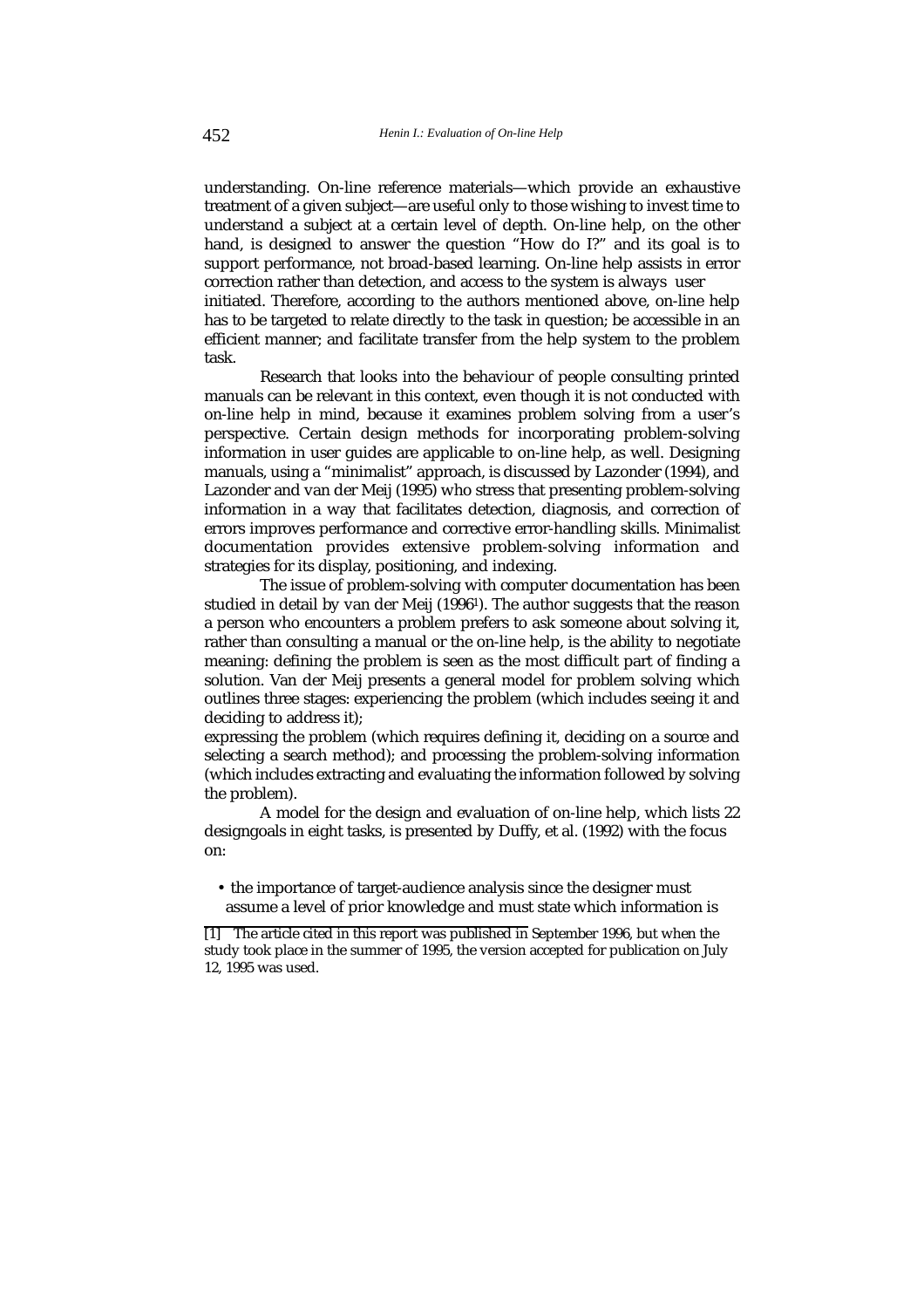understanding. On-line reference materials—which provide an exhaustive treatment of a given subject—are useful only to those wishing to invest time to understand a subject at a certain level of depth. On-line help, on the other hand, is designed to answer the question "How do I?" and its goal is to support performance, not broad-based learning. On-line help assists in error correction rather than detection, and access to the system is always user initiated. Therefore, according to the authors mentioned above, on-line help has to be targeted to relate directly to the task in question; be accessible in an efficient manner; and facilitate transfer from the help system to the problem task.

Research that looks into the behaviour of people consulting printed manuals can be relevant in this context, even though it is not conducted with on-line help in mind, because it examines problem solving from a user's perspective. Certain design methods for incorporating problem-solving information in user guides are applicable to on-line help, as well. Designing manuals, using a "minimalist" approach, is discussed by Lazonder (1994), and Lazonder and van der Meij (1995) who stress that presenting problem-solving information in a way that facilitates detection, diagnosis, and correction of errors improves performance and corrective error-handling skills. Minimalist documentation provides extensive problem-solving information and strategies for its display, positioning, and indexing.

The issue of problem-solving with computer documentation has been studied in detail by van der Meij (1996[1]). The author suggests that the reason a person who encounters a problem prefers to ask someone about solving it, rather than consulting a manual or the on-line help, is the ability to negotiate meaning: defining the problem is seen as the most difficult part of finding a solution. Van der Meij presents a general model for problem solving which outlines three stages: experiencing the problem (which includes seeing it and deciding to address it);
expressing the problem (which requires defining it, deciding on a source and selecting a search method); and processing the problem-solving information (which includes extracting and evaluating the information followed by solving the problem).

A model for the design and evaluation of on-line help, which lists 22 designgoals in eight tasks, is presented by Duffy, et al. (1992) with the focus on:

- the importance of target-audience analysis since the designer must assume a level of prior knowledge and must state which information is

[1] The article cited in this report was published in September 1996, but when the study took place in the summer of 1995, the version accepted for publication on July 12, 1995 was used.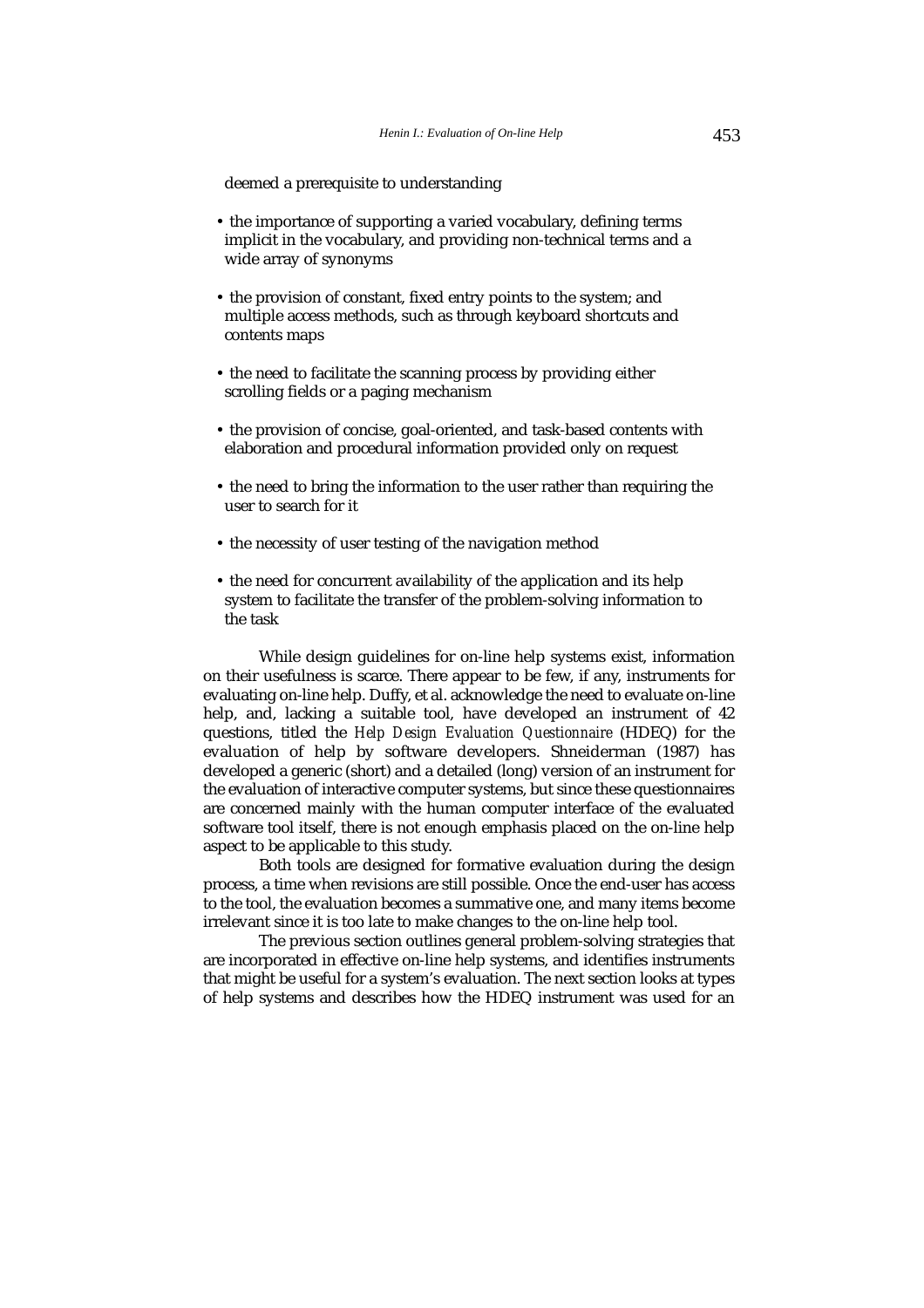deemed a prerequisite to understanding

- the importance of supporting a varied vocabulary, defining terms implicit in the vocabulary, and providing non-technical terms and a wide array of synonyms

- the provision of constant, fixed entry points to the system; and multiple access methods, such as through keyboard shortcuts and contents maps

- the need to facilitate the scanning process by providing either scrolling fields or a paging mechanism

- the provision of concise, goal-oriented, and task-based contents with elaboration and procedural information provided only on request

- the need to bring the information to the user rather than requiring the user to search for it

- the necessity of user testing of the navigation method

- the need for concurrent availability of the application and its help system to facilitate the transfer of the problem-solving information to the task

While design guidelines for on-line help systems exist, information on their usefulness is scarce. There appear to be few, if any, instruments for evaluating on-line help. Duffy, et al. acknowledge the need to evaluate on-line help, and, lacking a suitable tool, have developed an instrument of 42 questions, titled the *Help Design Evaluation Questionnaire* (HDEQ) for the evaluation of help by software developers. Shneiderman (1987) has developed a generic (short) and a detailed (long) version of an instrument for the evaluation of interactive computer systems, but since these questionnaires are concerned mainly with the human computer interface of the evaluated software tool itself, there is not enough emphasis placed on the on-line help aspect to be applicable to this study.

Both tools are designed for formative evaluation during the design process, a time when revisions are still possible. Once the end-user has access to the tool, the evaluation becomes a summative one, and many items become irrelevant since it is too late to make changes to the on-line help tool.

The previous section outlines general problem-solving strategies that are incorporated in effective on-line help systems, and identifies instruments that might be useful for a system's evaluation. The next section looks at types of help systems and describes how the HDEQ instrument was used for an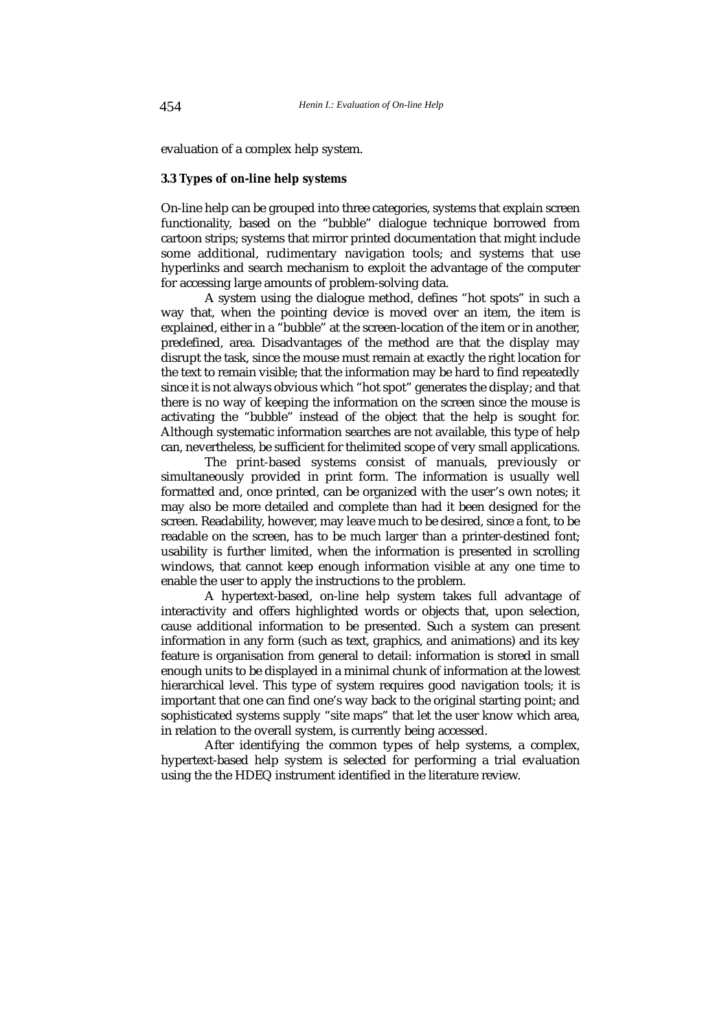evaluation of a complex help system.

### 3.3 Types of on-line help systems

On-line help can be grouped into three categories, systems that explain screen functionality, based on the "bubble" dialogue technique borrowed from cartoon strips; systems that mirror printed documentation that might include some additional, rudimentary navigation tools; and systems that use hyperlinks and search mechanism to exploit the advantage of the computer for accessing large amounts of problem-solving data.

A system using the dialogue method, defines "hot spots" in such a way that, when the pointing device is moved over an item, the item is explained, either in a "bubble" at the screen-location of the item or in another, predefined, area. Disadvantages of the method are that the display may disrupt the task, since the mouse must remain at exactly the right location for the text to remain visible; that the information may be hard to find repeatedly since it is not always obvious which "hot spot" generates the display; and that there is no way of keeping the information on the screen since the mouse is activating the "bubble" instead of the object that the help is sought for. Although systematic information searches are not available, this type of help can, nevertheless, be sufficient for thelimited scope of very small applications.

The print-based systems consist of manuals, previously or simultaneously provided in print form. The information is usually well formatted and, once printed, can be organized with the user's own notes; it may also be more detailed and complete than had it been designed for the screen. Readability, however, may leave much to be desired, since a font, to be readable on the screen, has to be much larger than a printer-destined font; usability is further limited, when the information is presented in scrolling windows, that cannot keep enough information visible at any one time to enable the user to apply the instructions to the problem.

A hypertext-based, on-line help system takes full advantage of interactivity and offers highlighted words or objects that, upon selection, cause additional information to be presented. Such a system can present information in any form (such as text, graphics, and animations) and its key feature is organisation from general to detail: information is stored in small enough units to be displayed in a minimal chunk of information at the lowest hierarchical level. This type of system requires good navigation tools; it is important that one can find one's way back to the original starting point; and sophisticated systems supply "site maps" that let the user know which area, in relation to the overall system, is currently being accessed.

After identifying the common types of help systems, a complex, hypertext-based help system is selected for performing a trial evaluation using the the HDEQ instrument identified in the literature review.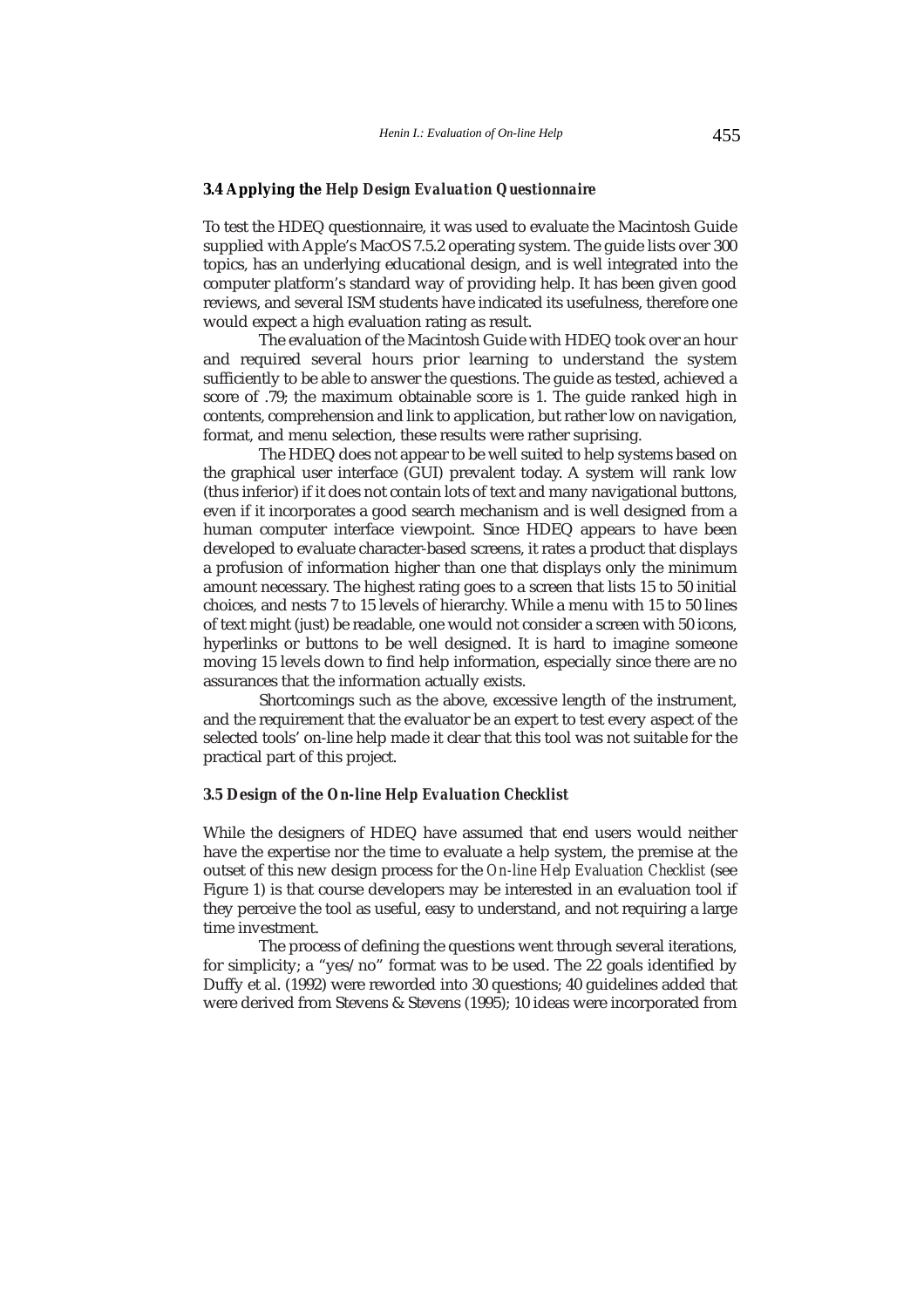### 3.4 Applying the *Help Design Evaluation Questionnaire*

To test the HDEQ questionnaire, it was used to evaluate the Macintosh Guide supplied with Apple's MacOS 7.5.2 operating system. The guide lists over 300 topics, has an underlying educational design, and is well integrated into the computer platform's standard way of providing help. It has been given good reviews, and several ISM students have indicated its usefulness, therefore one would expect a high evaluation rating as result.

The evaluation of the Macintosh Guide with HDEQ took over an hour and required several hours prior learning to understand the system sufficiently to be able to answer the questions. The guide as tested, achieved a score of .79; the maximum obtainable score is 1. The guide ranked high in contents, comprehension and link to application, but rather low on navigation, format, and menu selection, these results were rather suprising.

The HDEQ does not appear to be well suited to help systems based on the graphical user interface (GUI) prevalent today. A system will rank low (thus inferior) if it does not contain lots of text and many navigational buttons, even if it incorporates a good search mechanism and is well designed from a human computer interface viewpoint. Since HDEQ appears to have been developed to evaluate character-based screens, it rates a product that displays a profusion of information higher than one that displays only the minimum amount necessary. The highest rating goes to a screen that lists 15 to 50 initial choices, and nests 7 to 15 levels of hierarchy. While a menu with 15 to 50 lines of text might (just) be readable, one would not consider a screen with 50 icons, hyperlinks or buttons to be well designed. It is hard to imagine someone moving 15 levels down to find help information, especially since there are no assurances that the information actually exists.

Shortcomings such as the above, excessive length of the instrument, and the requirement that the evaluator be an expert to test every aspect of the selected tools' on-line help made it clear that this tool was not suitable for the practical part of this project.

### 3.5 Design of the *On-line Help Evaluation Checklist*

While the designers of HDEQ have assumed that end users would neither have the expertise nor the time to evaluate a help system, the premise at the outset of this new design process for the *On-line Help Evaluation Checklist* (see Figure 1) is that course developers may be interested in an evaluation tool if they perceive the tool as useful, easy to understand, and not requiring a large time investment.

The process of defining the questions went through several iterations, for simplicity; a "yes/no" format was to be used. The 22 goals identified by Duffy et al. (1992) were reworded into 30 questions; 40 guidelines added that were derived from Stevens & Stevens (1995); 10 ideas were incorporated from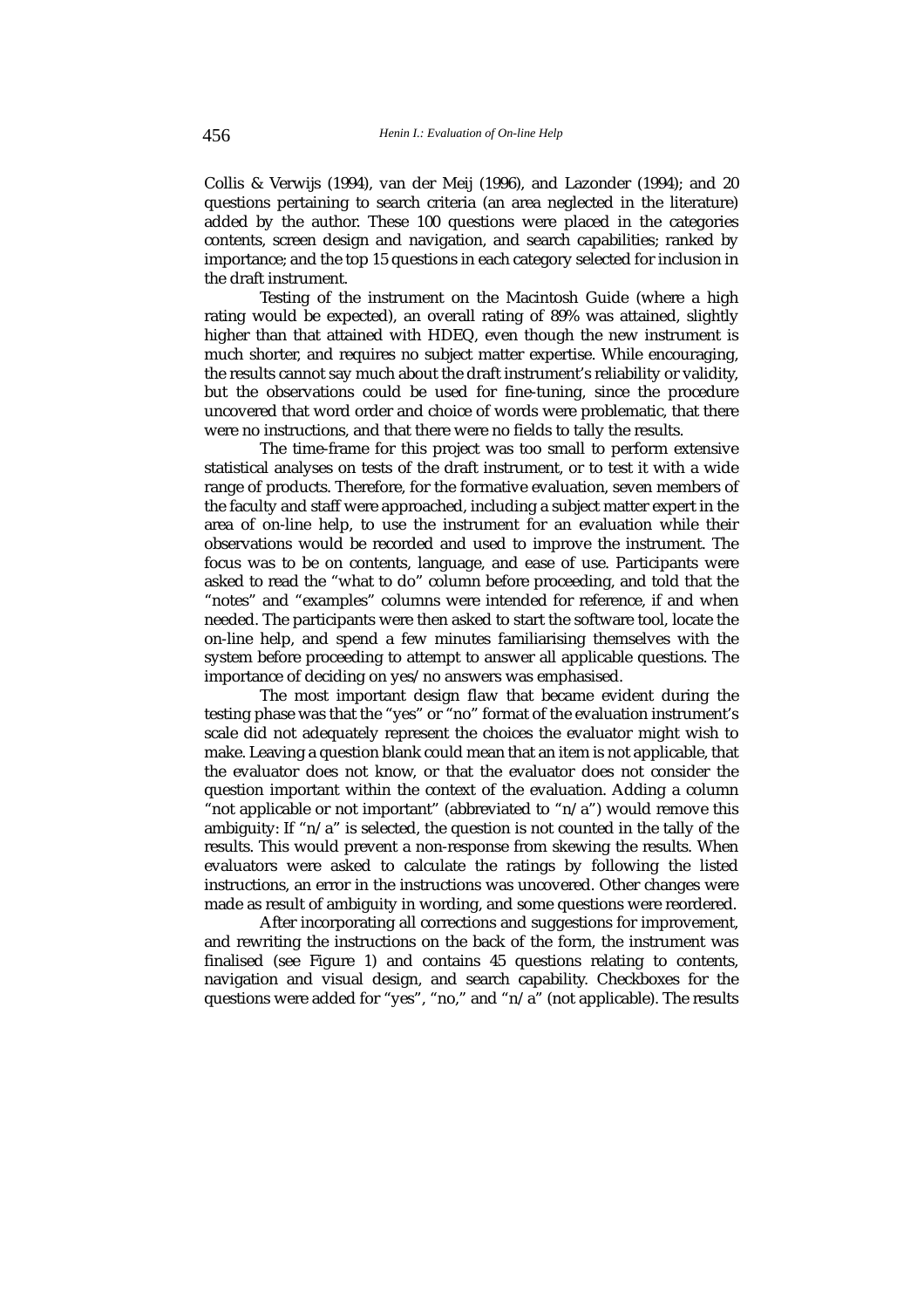Collis & Verwijs (1994), van der Meij (1996), and Lazonder (1994); and 20 questions pertaining to search criteria (an area neglected in the literature) added by the author. These 100 questions were placed in the categories contents, screen design and navigation, and search capabilities; ranked by importance; and the top 15 questions in each category selected for inclusion in the draft instrument.

Testing of the instrument on the Macintosh Guide (where a high rating would be expected), an overall rating of 89% was attained, slightly higher than that attained with HDEQ, even though the new instrument is much shorter, and requires no subject matter expertise. While encouraging, the results cannot say much about the draft instrument's reliability or validity, but the observations could be used for fine-tuning, since the procedure uncovered that word order and choice of words were problematic, that there were no instructions, and that there were no fields to tally the results.

The time-frame for this project was too small to perform extensive statistical analyses on tests of the draft instrument, or to test it with a wide range of products. Therefore, for the formative evaluation, seven members of the faculty and staff were approached, including a subject matter expert in the area of on-line help, to use the instrument for an evaluation while their observations would be recorded and used to improve the instrument. The focus was to be on contents, language, and ease of use. Participants were asked to read the "what to do" column before proceeding, and told that the "notes" and "examples" columns were intended for reference, if and when needed. The participants were then asked to start the software tool, locate the on-line help, and spend a few minutes familiarising themselves with the system before proceeding to attempt to answer all applicable questions. The importance of deciding on yes/no answers was emphasised.

The most important design flaw that became evident during the testing phase was that the "yes" or "no" format of the evaluation instrument's scale did not adequately represent the choices the evaluator might wish to make. Leaving a question blank could mean that an item is not applicable, that the evaluator does not know, or that the evaluator does not consider the question important within the context of the evaluation. Adding a column "not applicable or not important" (abbreviated to "n/a") would remove this ambiguity: If "n/a" is selected, the question is not counted in the tally of the results. This would prevent a non-response from skewing the results. When evaluators were asked to calculate the ratings by following the listed instructions, an error in the instructions was uncovered. Other changes were made as result of ambiguity in wording, and some questions were reordered.

After incorporating all corrections and suggestions for improvement, and rewriting the instructions on the back of the form, the instrument was finalised (see Figure 1) and contains 45 questions relating to contents, navigation and visual design, and search capability. Checkboxes for the questions were added for "yes", "no," and "n/a" (not applicable). The results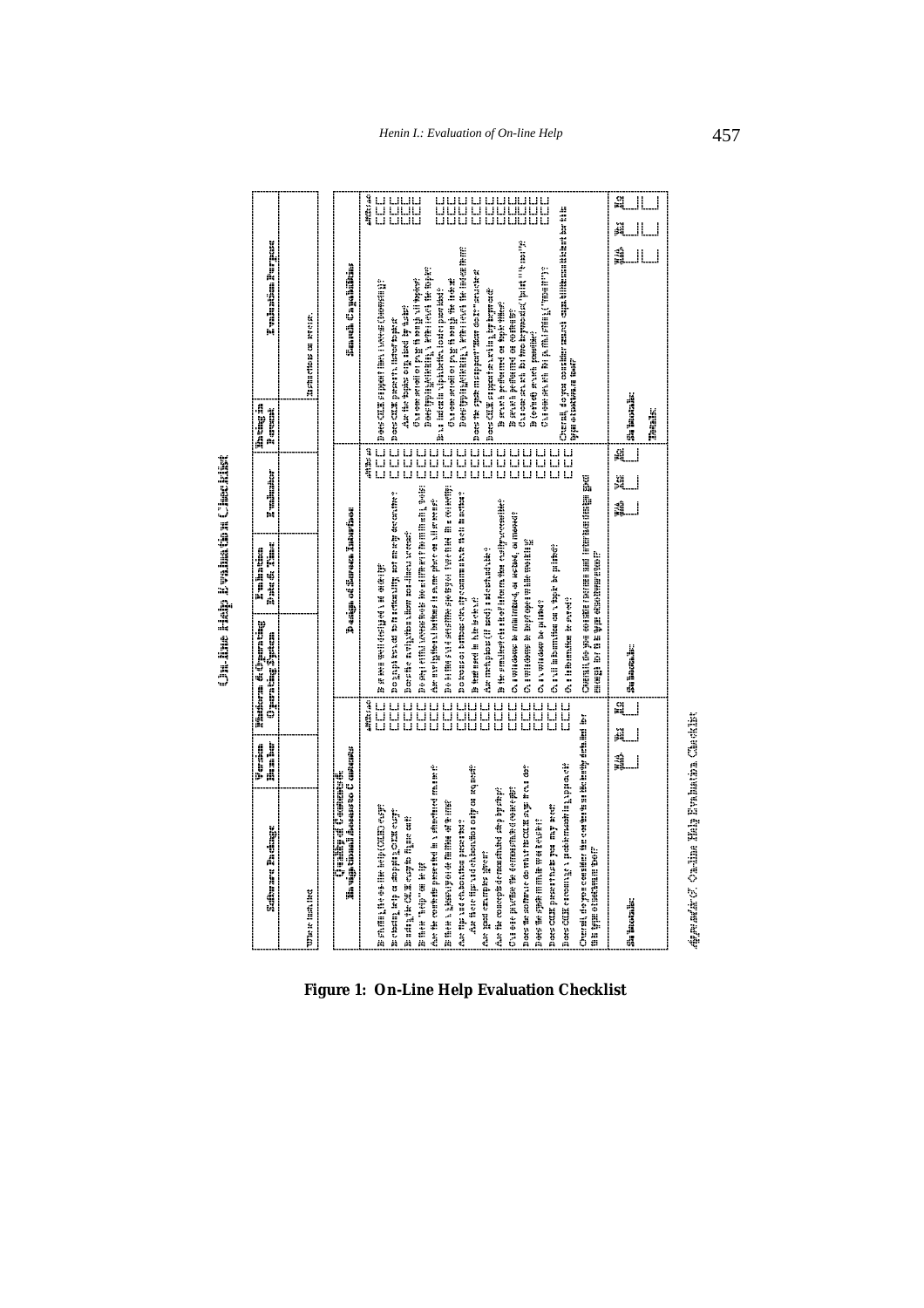# On-line Help Evaluation Checklist

| Software Package | Version Number | Platform & Operating System | Evaluation Date & Time | Evaluator | Rating in Percent | Evaluation Purpose |
|---|---|---|---|---|---|---|
| | | | | | | |

| Quality of Contents & Navigational Assessment Contents | Design of Screen Interface | Search Capabilities |
|---|---|---|
| | | |

*Appendix C: On-line Help Evaluation Checklist*

**Figure 1: On-Line Help Evaluation Checklist**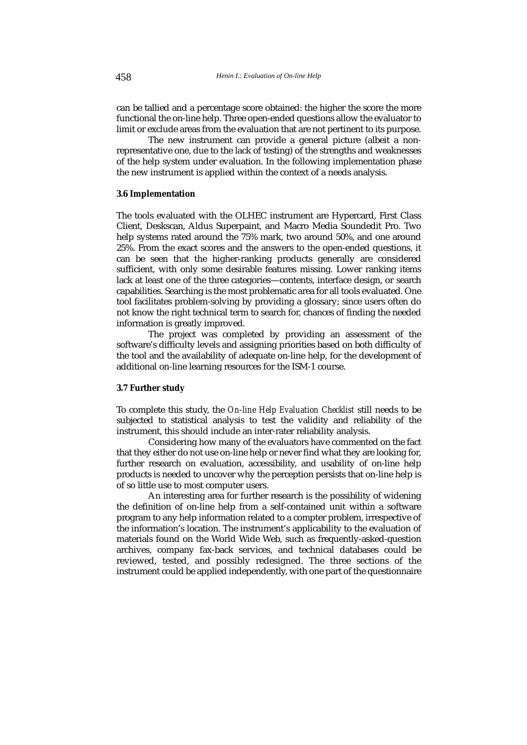can be tallied and a percentage score obtained: the higher the score the more functional the on-line help. Three open-ended questions allow the evaluator to limit or exclude areas from the evaluation that are not pertinent to its purpose.

The new instrument can provide a general picture (albeit a non-representative one, due to the lack of testing) of the strengths and weaknesses of the help system under evaluation. In the following implementation phase the new instrument is applied within the context of a needs analysis.

### 3.6 Implementation

The tools evaluated with the OLHEC instrument are Hypercard, First Class Client, Deskscan, Aldus Superpaint, and Macro Media Soundedit Pro. Two help systems rated around the 75% mark, two around 50%, and one around 25%. From the exact scores and the answers to the open-ended questions, it can be seen that the higher-ranking products generally are considered sufficient, with only some desirable features missing. Lower ranking items lack at least one of the three categories—contents, interface design, or search capabilities. Searching is the most problematic area for all tools evaluated. One tool facilitates problem-solving by providing a glossary; since users often do not know the right technical term to search for, chances of finding the needed information is greatly improved.

The project was completed by providing an assessment of the software's difficulty levels and assigning priorities based on both difficulty of the tool and the availability of adequate on-line help, for the development of additional on-line learning resources for the ISM-1 course.

### 3.7 Further study

To complete this study, the *On-line Help Evaluation Checklist* still needs to be subjected to statistical analysis to test the validity and reliability of the instrument, this should include an inter-rater reliability analysis.

Considering how many of the evaluators have commented on the fact that they either do not use on-line help or never find what they are looking for, further research on evaluation, accessibility, and usability of on-line help products is needed to uncover why the perception persists that on-line help is of so little use to most computer users.

An interesting area for further research is the possibility of widening the definition of on-line help from a self-contained unit within a software program to any help information related to a compter problem, irrespective of the information's location. The instrument's applicability to the evaluation of materials found on the World Wide Web, such as frequently-asked-question archives, company fax-back services, and technical databases could be reviewed, tested, and possibly redesigned. The three sections of the instrument could be applied independently, with one part of the questionnaire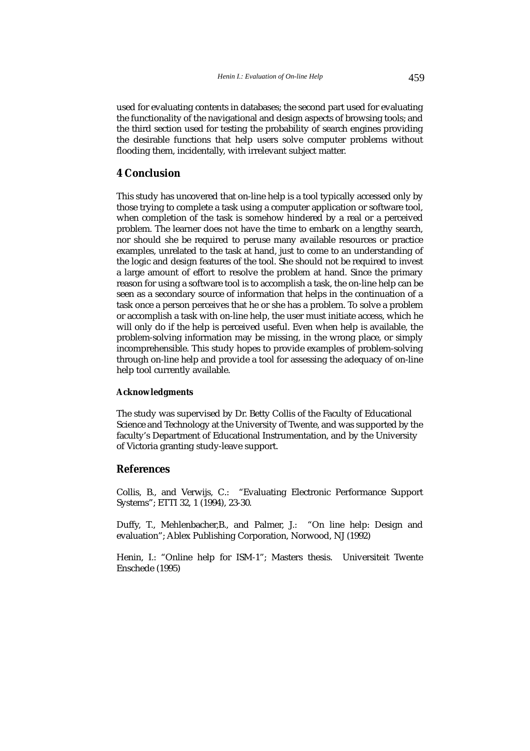used for evaluating contents in databases; the second part used for evaluating the functionality of the navigational and design aspects of browsing tools; and the third section used for testing the probability of search engines providing the desirable functions that help users solve computer problems without flooding them, incidentally, with irrelevant subject matter.

## 4 Conclusion

This study has uncovered that on-line help is a tool typically accessed only by those trying to complete a task using a computer application or software tool, when completion of the task is somehow hindered by a real or a perceived problem. The learner does not have the time to embark on a lengthy search, nor should she be required to peruse many available resources or practice examples, unrelated to the task at hand, just to come to an understanding of the logic and design features of the tool. She should not be required to invest a large amount of effort to resolve the problem at hand. Since the primary reason for using a software tool is to accomplish a task, the on-line help can be seen as a secondary source of information that helps in the continuation of a task once a person perceives that he or she has a problem. To solve a problem or accomplish a task with on-line help, the user must initiate access, which he will only do if the help is perceived useful. Even when help is available, the problem-solving information may be missing, in the wrong place, or simply incomprehensible. This study hopes to provide examples of problem-solving through on-line help and provide a tool for assessing the adequacy of on-line help tool currently available.

#### Acknowledgments

The study was supervised by Dr. Betty Collis of the Faculty of Educational Science and Technology at the University of Twente, and was supported by the faculty's Department of Educational Instrumentation, and by the University of Victoria granting study-leave support.

## References

Collis, B., and Verwijs, C.: "Evaluating Electronic Performance Support Systems"; ETTI 32, 1 (1994), 23-30.

Duffy, T., Mehlenbacher,B., and Palmer, J.: "On line help: Design and evaluation"; Ablex Publishing Corporation, Norwood, NJ (1992)

Henin, I.: "Online help for ISM-1"; Masters thesis. Universiteit Twente Enschede (1995)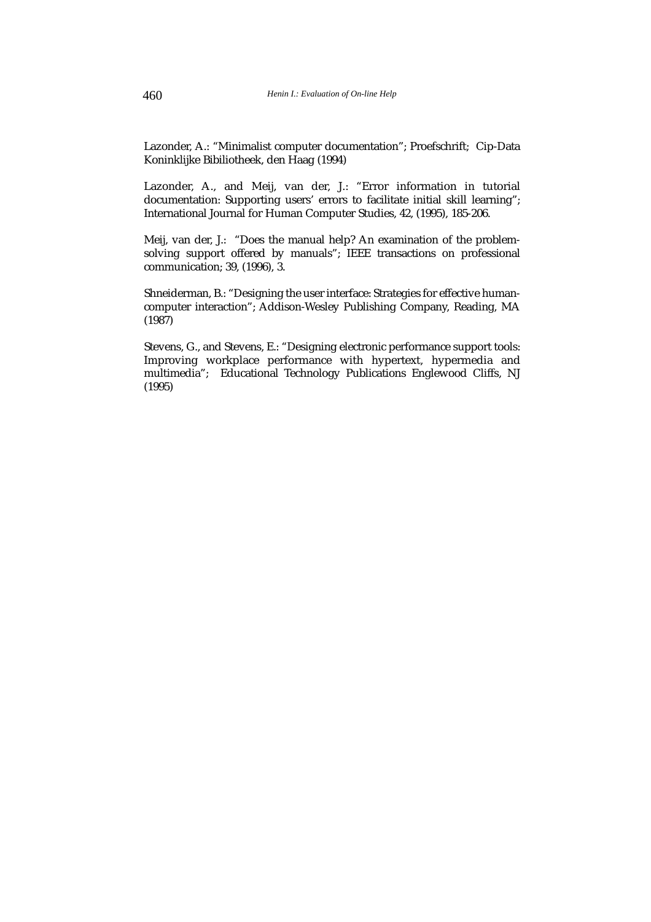Lazonder, A.: “Minimalist computer documentation”; Proefschrift; Cip-Data Koninklijke Bibiliotheek, den Haag (1994)

Lazonder, A., and Meij, van der, J.: “Error information in tutorial documentation: Supporting users’ errors to facilitate initial skill learning”; International Journal for Human Computer Studies, 42, (1995), 185-206.

Meij, van der, J.: “Does the manual help? An examination of the problem-solving support offered by manuals”; IEEE transactions on professional communication; 39, (1996), 3.

Shneiderman, B.: “Designing the user interface: Strategies for effective human-computer interaction”; Addison-Wesley Publishing Company, Reading, MA (1987)

Stevens, G., and Stevens, E.: “Designing electronic performance support tools: Improving workplace performance with hypertext, hypermedia and multimedia”; Educational Technology Publications Englewood Cliffs, NJ (1995)